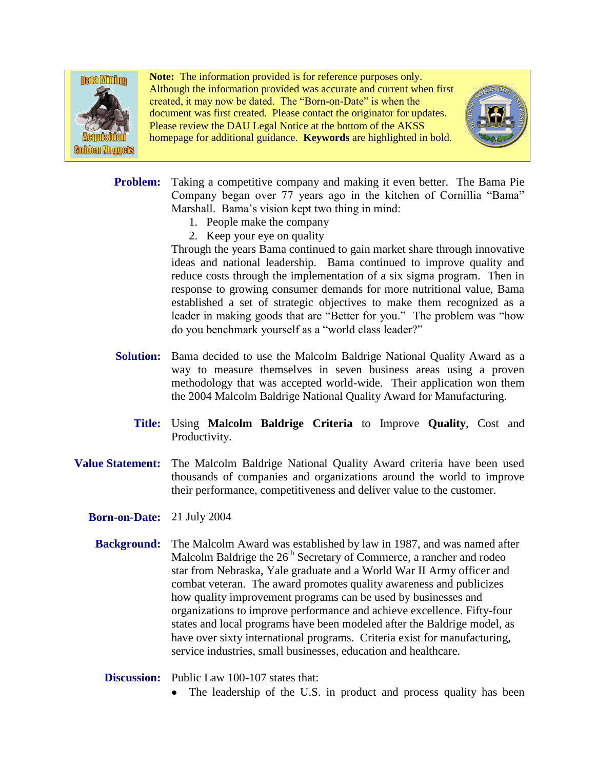**Note:** The information provided is for reference purposes only. Although the information provided was accurate and current when first created, it may now be dated. The "Born-on-Date" is when the document was first created. Please contact the originator for updates. Please review the DAU Legal Notice at the bottom of the AKSS homepage for additional guidance. **Keywords** are highlighted in bold.

**Problem:** Taking a competitive company and making it even better. The Bama Pie Company began over 77 years ago in the kitchen of Cornillia "Bama" Marshall. Bama's vision kept two thing in mind:

1. People make the company
2. Keep your eye on quality

Through the years Bama continued to gain market share through innovative ideas and national leadership. Bama continued to improve quality and reduce costs through the implementation of a six sigma program. Then in response to growing consumer demands for more nutritional value, Bama established a set of strategic objectives to make them recognized as a leader in making goods that are "Better for you." The problem was "how do you benchmark yourself as a "world class leader?"

**Solution:** Bama decided to use the Malcolm Baldrige National Quality Award as a way to measure themselves in seven business areas using a proven methodology that was accepted world-wide. Their application won them the 2004 Malcolm Baldrige National Quality Award for Manufacturing.

**Title:** Using **Malcolm Baldrige Criteria** to Improve **Quality**, Cost and Productivity.

**Value Statement:** The Malcolm Baldrige National Quality Award criteria have been used thousands of companies and organizations around the world to improve their performance, competitiveness and deliver value to the customer.

**Born-on-Date:** 21 July 2004

**Background:** The Malcolm Award was established by law in 1987, and was named after Malcolm Baldrige the 26th Secretary of Commerce, a rancher and rodeo star from Nebraska, Yale graduate and a World War II Army officer and combat veteran. The award promotes quality awareness and publicizes how quality improvement programs can be used by businesses and organizations to improve performance and achieve excellence. Fifty-four states and local programs have been modeled after the Baldrige model, as have over sixty international programs. Criteria exist for manufacturing, service industries, small businesses, education and healthcare.

**Discussion:** Public Law 100-107 states that:

- The leadership of the U.S. in product and process quality has been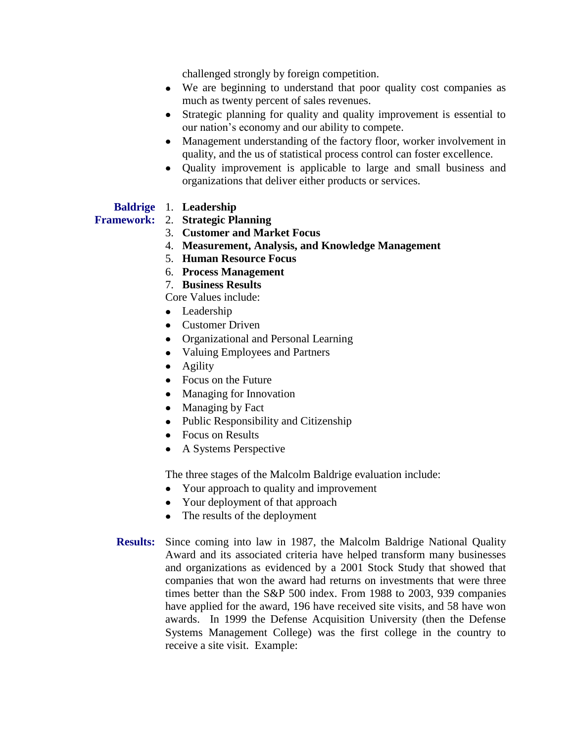challenged strongly by foreign competition.

- We are beginning to understand that poor quality cost companies as much as twenty percent of sales revenues.
- Strategic planning for quality and quality improvement is essential to our nation's economy and our ability to compete.
- Management understanding of the factory floor, worker involvement in quality, and the us of statistical process control can foster excellence.
- Quality improvement is applicable to large and small business and organizations that deliver either products or services.

**Baldrige Framework:**

1. **Leadership**
2. **Strategic Planning**
3. **Customer and Market Focus**
4. **Measurement, Analysis, and Knowledge Management**
5. **Human Resource Focus**
6. **Process Management**
7. **Business Results**

Core Values include:

- Leadership
- Customer Driven
- Organizational and Personal Learning
- Valuing Employees and Partners
- Agility
- Focus on the Future
- Managing for Innovation
- Managing by Fact
- Public Responsibility and Citizenship
- Focus on Results
- A Systems Perspective

The three stages of the Malcolm Baldrige evaluation include:

- Your approach to quality and improvement
- Your deployment of that approach
- The results of the deployment

**Results:** Since coming into law in 1987, the Malcolm Baldrige National Quality Award and its associated criteria have helped transform many businesses and organizations as evidenced by a 2001 Stock Study that showed that companies that won the award had returns on investments that were three times better than the S&P 500 index. From 1988 to 2003, 939 companies have applied for the award, 196 have received site visits, and 58 have won awards. In 1999 the Defense Acquisition University (then the Defense Systems Management College) was the first college in the country to receive a site visit. Example: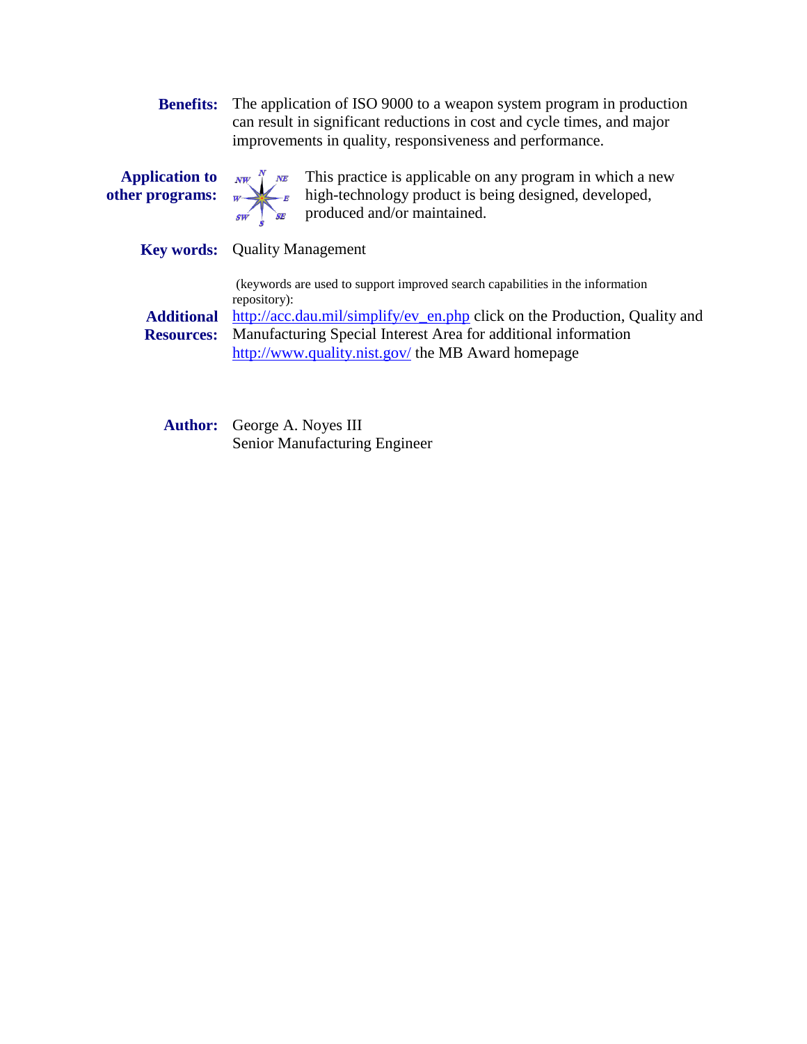**Benefits:** The application of ISO 9000 to a weapon system program in production can result in significant reductions in cost and cycle times, and major improvements in quality, responsiveness and performance.

**Application to other programs:** This practice is applicable on any program in which a new high-technology product is being designed, developed, produced and/or maintained.

**Key words:** Quality Management

(keywords are used to support improved search capabilities in the information repository):

**Additional Resources:** http://acc.dau.mil/simplify/ev_en.php click on the Production, Quality and Manufacturing Special Interest Area for additional information
http://www.quality.nist.gov/ the MB Award homepage

**Author:** George A. Noyes III
Senior Manufacturing Engineer